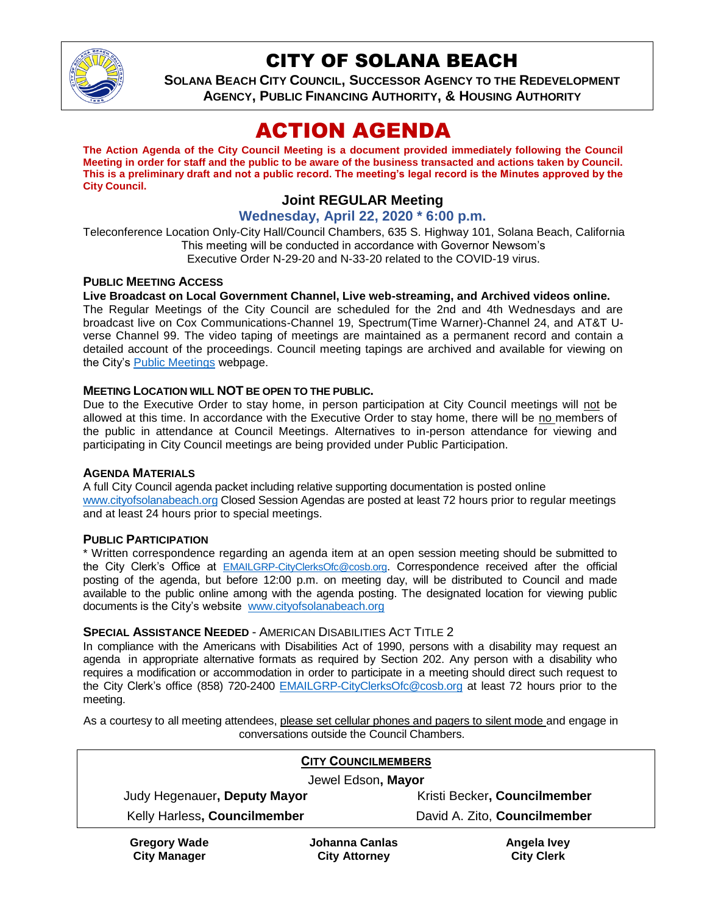# CITY OF SOLANA BEACH

**SOLANA BEACH CITY COUNCIL, SUCCESSOR AGENCY TO THE REDEVELOPMENT AGENCY, PUBLIC FINANCING AUTHORITY, & HOUSING AUTHORITY**

# ACTION AGENDA

**The Action Agenda of the City Council Meeting is a document provided immediately following the Council Meeting in order for staff and the public to be aware of the business transacted and actions taken by Council. This is a preliminary draft and not a public record. The meeting's legal record is the Minutes approved by the City Council.**

## Joint REGULAR Meeting

### Wednesday, April 22, 2020 * 6:00 p.m.

Teleconference Location Only-City Hall/Council Chambers, 635 S. Highway 101, Solana Beach, California
This meeting will be conducted in accordance with Governor Newsom's
Executive Order N-29-20 and N-33-20 related to the COVID-19 virus.

#### PUBLIC MEETING ACCESS

**Live Broadcast on Local Government Channel, Live web-streaming, and Archived videos online.**
The Regular Meetings of the City Council are scheduled for the 2nd and 4th Wednesdays and are broadcast live on Cox Communications-Channel 19, Spectrum(Time Warner)-Channel 24, and AT&T U-verse Channel 99. The video taping of meetings are maintained as a permanent record and contain a detailed account of the proceedings. Council meeting tapings are archived and available for viewing on the City's Public Meetings webpage.

#### MEETING LOCATION WILL NOT BE OPEN TO THE PUBLIC.

Due to the Executive Order to stay home, in person participation at City Council meetings will not be allowed at this time. In accordance with the Executive Order to stay home, there will be no members of the public in attendance at Council Meetings. Alternatives to in-person attendance for viewing and participating in City Council meetings are being provided under Public Participation.

#### AGENDA MATERIALS

A full City Council agenda packet including relative supporting documentation is posted online www.cityofsolanabeach.org Closed Session Agendas are posted at least 72 hours prior to regular meetings and at least 24 hours prior to special meetings.

#### PUBLIC PARTICIPATION

* Written correspondence regarding an agenda item at an open session meeting should be submitted to the City Clerk's Office at EMAILGRP-CityClerksOfc@cosb.org. Correspondence received after the official posting of the agenda, but before 12:00 p.m. on meeting day, will be distributed to Council and made available to the public online among with the agenda posting. The designated location for viewing public documents is the City's website www.cityofsolanabeach.org

#### SPECIAL ASSISTANCE NEEDED - AMERICAN DISABILITIES ACT TITLE 2

In compliance with the Americans with Disabilities Act of 1990, persons with a disability may request an agenda in appropriate alternative formats as required by Section 202. Any person with a disability who requires a modification or accommodation in order to participate in a meeting should direct such request to the City Clerk's office (858) 720-2400 EMAILGRP-CityClerksOfc@cosb.org at least 72 hours prior to the meeting.

As a courtesy to all meeting attendees, please set cellular phones and pagers to silent mode and engage in conversations outside the Council Chambers.

**CITY COUNCILMEMBERS**

Jewel Edson, **Mayor**

Judy Hegenauer, **Deputy Mayor** | Kristi Becker, **Councilmember**

Kelly Harless, **Councilmember** | David A. Zito, **Councilmember**

**Gregory Wade**
**City Manager**

**Johanna Canlas**
**City Attorney**

**Angela Ivey**
**City Clerk**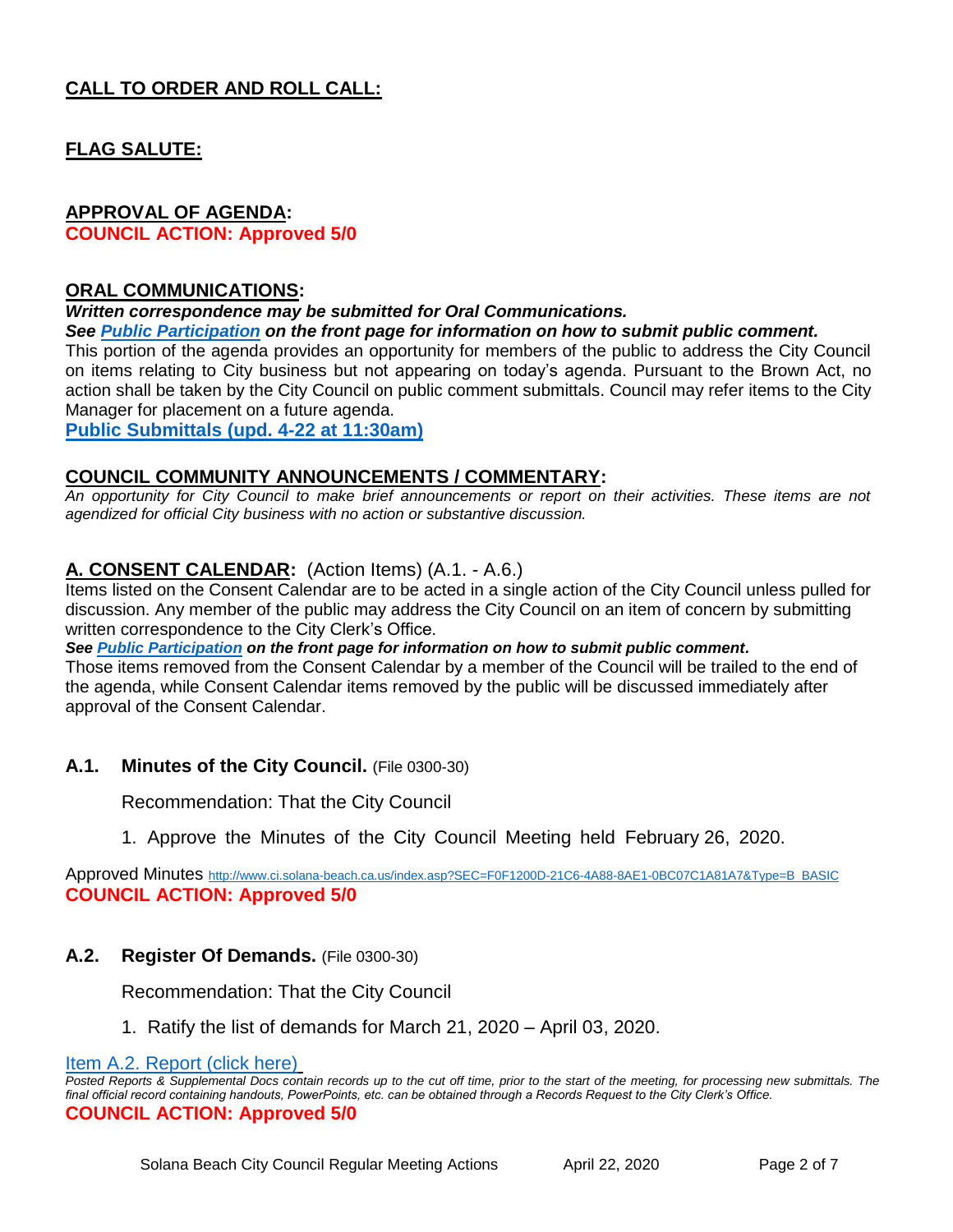## CALL TO ORDER AND ROLL CALL:

## FLAG SALUTE:

## APPROVAL OF AGENDA:

**COUNCIL ACTION: Approved 5/0**

## ORAL COMMUNICATIONS:

***Written correspondence may be submitted for Oral Communications.***

***See Public Participation on the front page for information on how to submit public comment.***

This portion of the agenda provides an opportunity for members of the public to address the City Council on items relating to City business but not appearing on today's agenda. Pursuant to the Brown Act, no action shall be taken by the City Council on public comment submittals. Council may refer items to the City Manager for placement on a future agenda.

**Public Submittals (upd. 4-22 at 11:30am)**

## COUNCIL COMMUNITY ANNOUNCEMENTS / COMMENTARY:

*An opportunity for City Council to make brief announcements or report on their activities. These items are not agendized for official City business with no action or substantive discussion.*

## A. CONSENT CALENDAR: (Action Items) (A.1. - A.6.)

Items listed on the Consent Calendar are to be acted in a single action of the City Council unless pulled for discussion. Any member of the public may address the City Council on an item of concern by submitting written correspondence to the City Clerk's Office.

***See Public Participation on the front page for information on how to submit public comment.***

Those items removed from the Consent Calendar by a member of the Council will be trailed to the end of the agenda, while Consent Calendar items removed by the public will be discussed immediately after approval of the Consent Calendar.

### A.1. Minutes of the City Council. (File 0300-30)

Recommendation: That the City Council

1. Approve the Minutes of the City Council Meeting held February 26, 2020.

Approved Minutes http://www.ci.solana-beach.ca.us/index.asp?SEC=F0F1200D-21C6-4A88-8AE1-0BC07C1A81A7&Type=B_BASIC

**COUNCIL ACTION: Approved 5/0**

### A.2. Register Of Demands. (File 0300-30)

Recommendation: That the City Council

1. Ratify the list of demands for March 21, 2020 – April 03, 2020.

Item A.2. Report (click here)

*Posted Reports & Supplemental Docs contain records up to the cut off time, prior to the start of the meeting, for processing new submittals. The final official record containing handouts, PowerPoints, etc. can be obtained through a Records Request to the City Clerk's Office.*

**COUNCIL ACTION: Approved 5/0**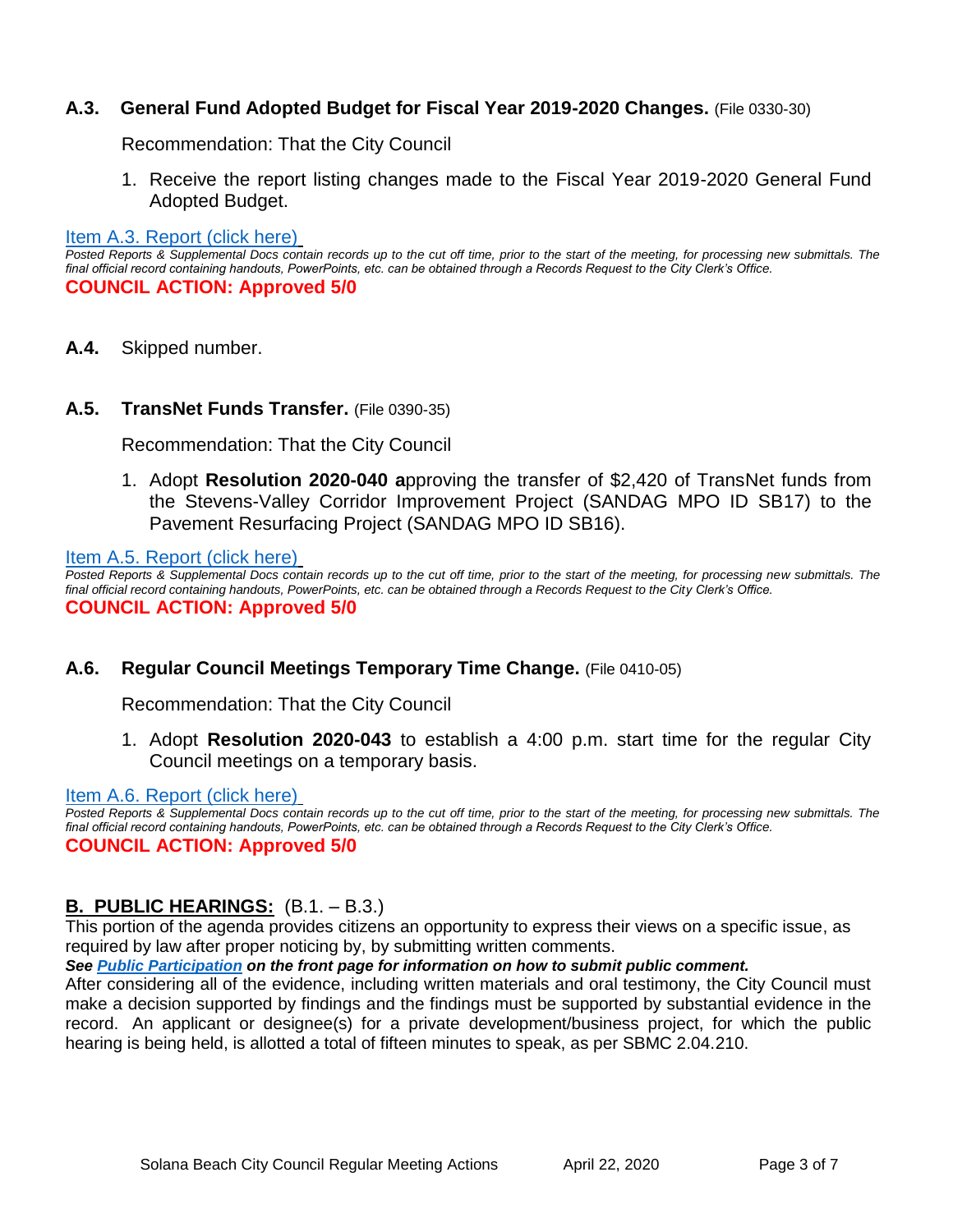### A.3. General Fund Adopted Budget for Fiscal Year 2019-2020 Changes. (File 0330-30)

Recommendation: That the City Council

1. Receive the report listing changes made to the Fiscal Year 2019-2020 General Fund Adopted Budget.

Item A.3. Report (click here)

*Posted Reports & Supplemental Docs contain records up to the cut off time, prior to the start of the meeting, for processing new submittals. The final official record containing handouts, PowerPoints, etc. can be obtained through a Records Request to the City Clerk's Office.*

**COUNCIL ACTION: Approved 5/0**

### A.4. Skipped number.

### A.5. TransNet Funds Transfer. (File 0390-35)

Recommendation: That the City Council

1. Adopt **Resolution 2020-040 a**pproving the transfer of $2,420 of TransNet funds from the Stevens-Valley Corridor Improvement Project (SANDAG MPO ID SB17) to the Pavement Resurfacing Project (SANDAG MPO ID SB16).

Item A.5. Report (click here)

*Posted Reports & Supplemental Docs contain records up to the cut off time, prior to the start of the meeting, for processing new submittals. The final official record containing handouts, PowerPoints, etc. can be obtained through a Records Request to the City Clerk's Office.*

**COUNCIL ACTION: Approved 5/0**

### A.6. Regular Council Meetings Temporary Time Change. (File 0410-05)

Recommendation: That the City Council

1. Adopt **Resolution 2020-043** to establish a 4:00 p.m. start time for the regular City Council meetings on a temporary basis.

Item A.6. Report (click here)

*Posted Reports & Supplemental Docs contain records up to the cut off time, prior to the start of the meeting, for processing new submittals. The final official record containing handouts, PowerPoints, etc. can be obtained through a Records Request to the City Clerk's Office.*

**COUNCIL ACTION: Approved 5/0**

## B. PUBLIC HEARINGS: (B.1. – B.3.)

This portion of the agenda provides citizens an opportunity to express their views on a specific issue, as required by law after proper noticing by, by submitting written comments.

***See Public Participation on the front page for information on how to submit public comment.***

After considering all of the evidence, including written materials and oral testimony, the City Council must make a decision supported by findings and the findings must be supported by substantial evidence in the record. An applicant or designee(s) for a private development/business project, for which the public hearing is being held, is allotted a total of fifteen minutes to speak, as per SBMC 2.04.210.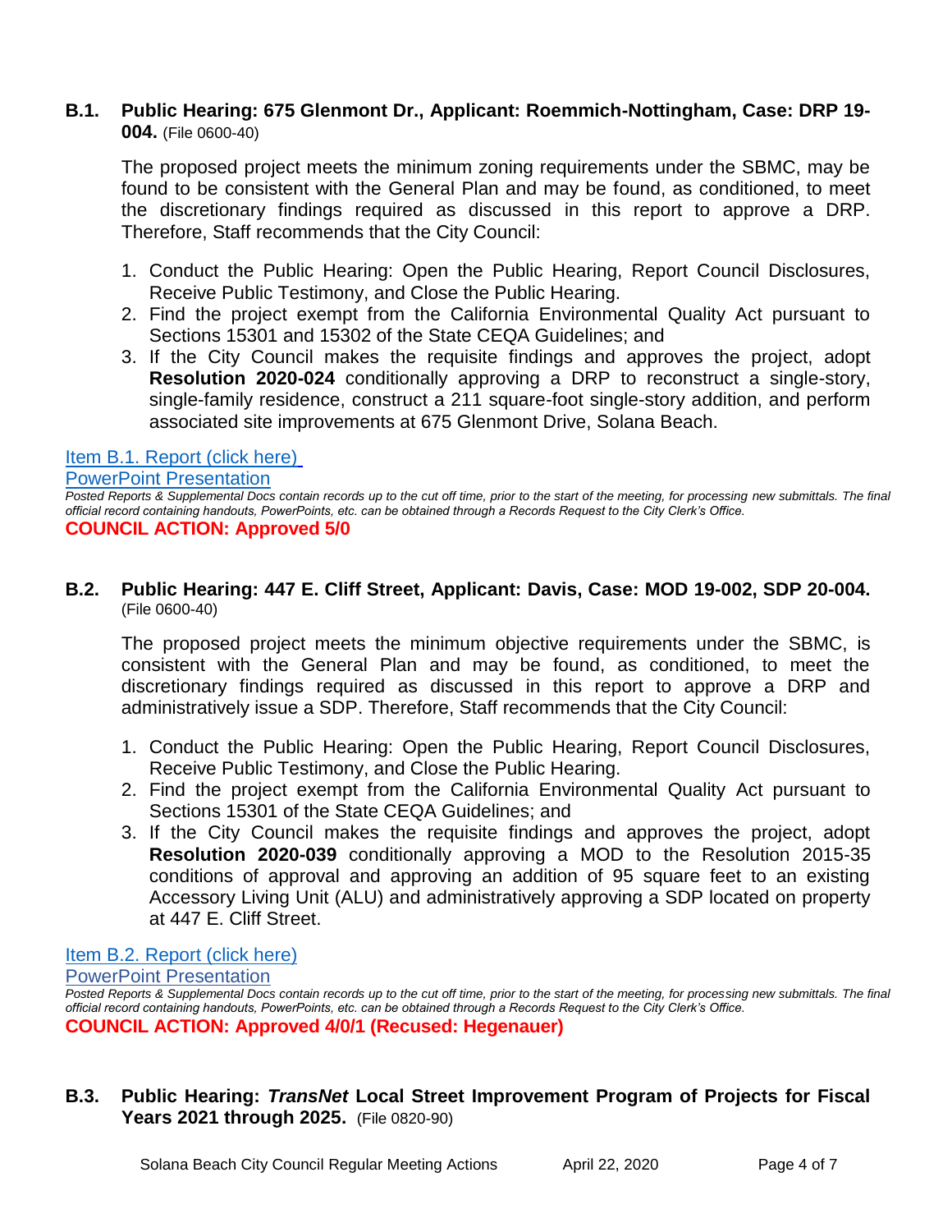### B.1. Public Hearing: 675 Glenmont Dr., Applicant: Roemmich-Nottingham, Case: DRP 19-004. (File 0600-40)

The proposed project meets the minimum zoning requirements under the SBMC, may be found to be consistent with the General Plan and may be found, as conditioned, to meet the discretionary findings required as discussed in this report to approve a DRP. Therefore, Staff recommends that the City Council:

1. Conduct the Public Hearing: Open the Public Hearing, Report Council Disclosures, Receive Public Testimony, and Close the Public Hearing.
2. Find the project exempt from the California Environmental Quality Act pursuant to Sections 15301 and 15302 of the State CEQA Guidelines; and
3. If the City Council makes the requisite findings and approves the project, adopt **Resolution 2020-024** conditionally approving a DRP to reconstruct a single-story, single-family residence, construct a 211 square-foot single-story addition, and perform associated site improvements at 675 Glenmont Drive, Solana Beach.

Item B.1. Report (click here)

PowerPoint Presentation

*Posted Reports & Supplemental Docs contain records up to the cut off time, prior to the start of the meeting, for processing new submittals. The final official record containing handouts, PowerPoints, etc. can be obtained through a Records Request to the City Clerk's Office.*

**COUNCIL ACTION: Approved 5/0**

### B.2. Public Hearing: 447 E. Cliff Street, Applicant: Davis, Case: MOD 19-002, SDP 20-004. (File 0600-40)

The proposed project meets the minimum objective requirements under the SBMC, is consistent with the General Plan and may be found, as conditioned, to meet the discretionary findings required as discussed in this report to approve a DRP and administratively issue a SDP. Therefore, Staff recommends that the City Council:

1. Conduct the Public Hearing: Open the Public Hearing, Report Council Disclosures, Receive Public Testimony, and Close the Public Hearing.
2. Find the project exempt from the California Environmental Quality Act pursuant to Sections 15301 of the State CEQA Guidelines; and
3. If the City Council makes the requisite findings and approves the project, adopt **Resolution 2020-039** conditionally approving a MOD to the Resolution 2015-35 conditions of approval and approving an addition of 95 square feet to an existing Accessory Living Unit (ALU) and administratively approving a SDP located on property at 447 E. Cliff Street.

Item B.2. Report (click here)

PowerPoint Presentation

*Posted Reports & Supplemental Docs contain records up to the cut off time, prior to the start of the meeting, for processing new submittals. The final official record containing handouts, PowerPoints, etc. can be obtained through a Records Request to the City Clerk's Office.*

**COUNCIL ACTION: Approved 4/0/1 (Recused: Hegenauer)**

### B.3. Public Hearing: *TransNet* Local Street Improvement Program of Projects for Fiscal Years 2021 through 2025. (File 0820-90)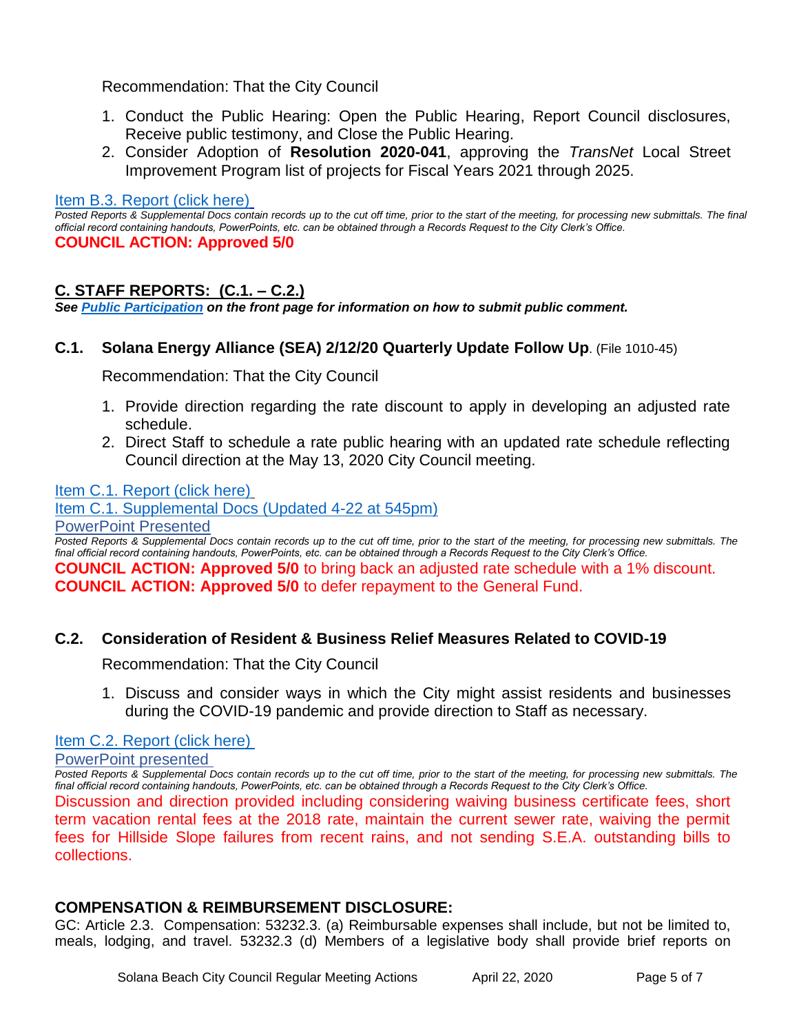Recommendation: That the City Council

1. Conduct the Public Hearing: Open the Public Hearing, Report Council disclosures, Receive public testimony, and Close the Public Hearing.
2. Consider Adoption of **Resolution 2020-041**, approving the *TransNet* Local Street Improvement Program list of projects for Fiscal Years 2021 through 2025.

[Item B.3. Report (click here)]

*Posted Reports & Supplemental Docs contain records up to the cut off time, prior to the start of the meeting, for processing new submittals. The final official record containing handouts, PowerPoints, etc. can be obtained through a Records Request to the City Clerk's Office.*

**COUNCIL ACTION: Approved 5/0**

## C. STAFF REPORTS: (C.1. – C.2.)

***See Public Participation on the front page for information on how to submit public comment.***

### C.1. Solana Energy Alliance (SEA) 2/12/20 Quarterly Update Follow Up. (File 1010-45)

Recommendation: That the City Council

1. Provide direction regarding the rate discount to apply in developing an adjusted rate schedule.
2. Direct Staff to schedule a rate public hearing with an updated rate schedule reflecting Council direction at the May 13, 2020 City Council meeting.

[Item C.1. Report (click here)]
[Item C.1. Supplemental Docs (Updated 4-22 at 545pm)]
[PowerPoint Presented]

*Posted Reports & Supplemental Docs contain records up to the cut off time, prior to the start of the meeting, for processing new submittals. The final official record containing handouts, PowerPoints, etc. can be obtained through a Records Request to the City Clerk's Office.*

**COUNCIL ACTION: Approved 5/0** to bring back an adjusted rate schedule with a 1% discount.
**COUNCIL ACTION: Approved 5/0** to defer repayment to the General Fund.

### C.2. Consideration of Resident & Business Relief Measures Related to COVID-19

Recommendation: That the City Council

1. Discuss and consider ways in which the City might assist residents and businesses during the COVID-19 pandemic and provide direction to Staff as necessary.

[Item C.2. Report (click here)]
[PowerPoint presented]

*Posted Reports & Supplemental Docs contain records up to the cut off time, prior to the start of the meeting, for processing new submittals. The final official record containing handouts, PowerPoints, etc. can be obtained through a Records Request to the City Clerk's Office.*

Discussion and direction provided including considering waiving business certificate fees, short term vacation rental fees at the 2018 rate, maintain the current sewer rate, waiving the permit fees for Hillside Slope failures from recent rains, and not sending S.E.A. outstanding bills to collections.

## COMPENSATION & REIMBURSEMENT DISCLOSURE:

GC: Article 2.3. Compensation: 53232.3. (a) Reimbursable expenses shall include, but not be limited to, meals, lodging, and travel. 53232.3 (d) Members of a legislative body shall provide brief reports on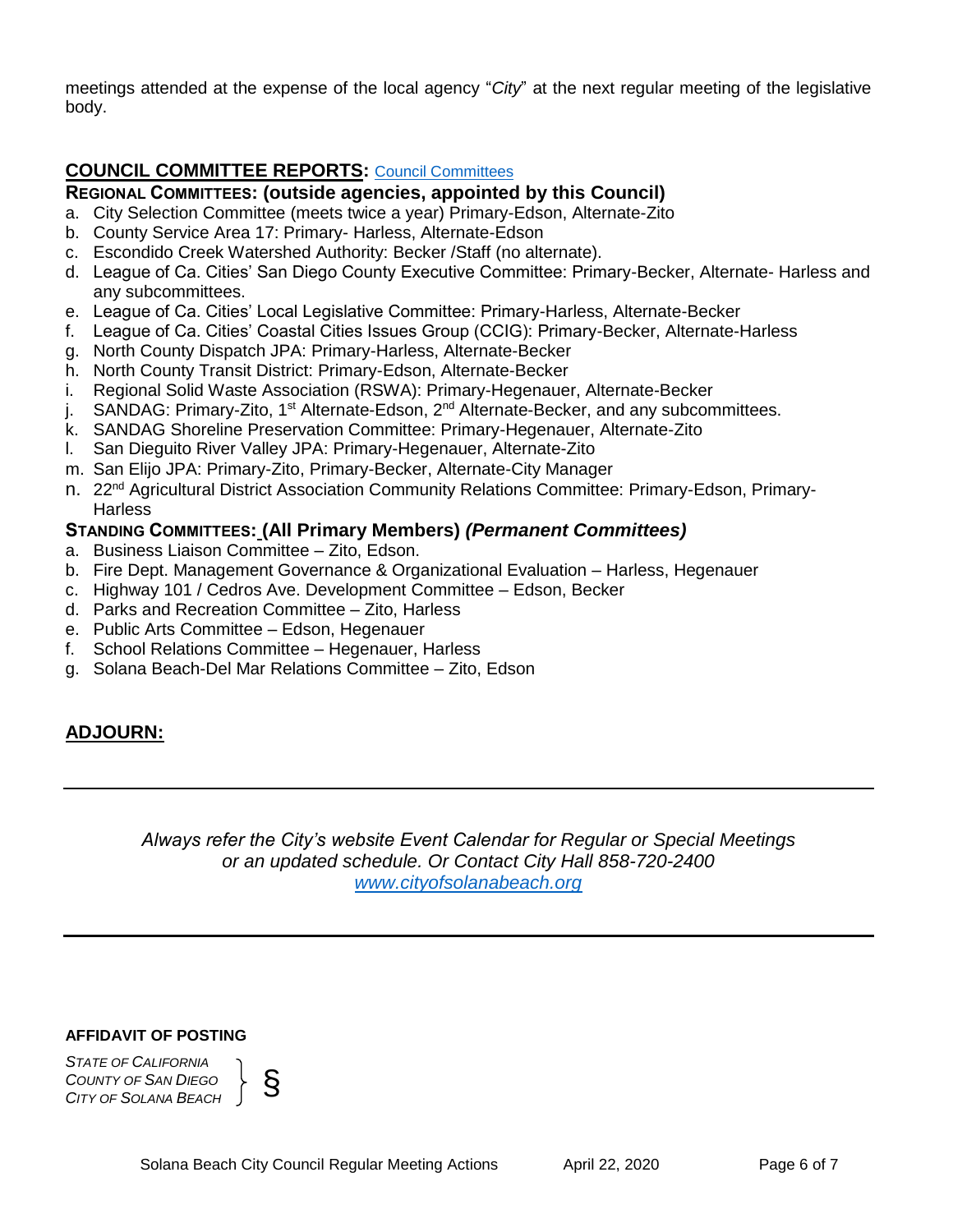meetings attended at the expense of the local agency "*City*" at the next regular meeting of the legislative body.

## COUNCIL COMMITTEE REPORTS: [Council Committees](#)

### REGIONAL COMMITTEES: (outside agencies, appointed by this Council)

a. City Selection Committee (meets twice a year) Primary-Edson, Alternate-Zito
b. County Service Area 17: Primary- Harless, Alternate-Edson
c. Escondido Creek Watershed Authority: Becker /Staff (no alternate).
d. League of Ca. Cities' San Diego County Executive Committee: Primary-Becker, Alternate- Harless and any subcommittees.
e. League of Ca. Cities' Local Legislative Committee: Primary-Harless, Alternate-Becker
f. League of Ca. Cities' Coastal Cities Issues Group (CCIG): Primary-Becker, Alternate-Harless
g. North County Dispatch JPA: Primary-Harless, Alternate-Becker
h. North County Transit District: Primary-Edson, Alternate-Becker
i. Regional Solid Waste Association (RSWA): Primary-Hegenauer, Alternate-Becker
j. SANDAG: Primary-Zito, 1st Alternate-Edson, 2nd Alternate-Becker, and any subcommittees.
k. SANDAG Shoreline Preservation Committee: Primary-Hegenauer, Alternate-Zito
l. San Dieguito River Valley JPA: Primary-Hegenauer, Alternate-Zito
m. San Elijo JPA: Primary-Zito, Primary-Becker, Alternate-City Manager
n. 22nd Agricultural District Association Community Relations Committee: Primary-Edson, Primary-Harless

### STANDING COMMITTEES: (All Primary Members) *(Permanent Committees)*

a. Business Liaison Committee – Zito, Edson.
b. Fire Dept. Management Governance & Organizational Evaluation – Harless, Hegenauer
c. Highway 101 / Cedros Ave. Development Committee – Edson, Becker
d. Parks and Recreation Committee – Zito, Harless
e. Public Arts Committee – Edson, Hegenauer
f. School Relations Committee – Hegenauer, Harless
g. Solana Beach-Del Mar Relations Committee – Zito, Edson

## ADJOURN:

---

*Always refer the City's website Event Calendar for Regular or Special Meetings or an updated schedule. Or Contact City Hall 858-720-2400*
*[www.cityofsolanabeach.org](http://www.cityofsolanabeach.org)*

---

**AFFIDAVIT OF POSTING**

*STATE OF CALIFORNIA*
*COUNTY OF SAN DIEGO* } §
*CITY OF SOLANA BEACH*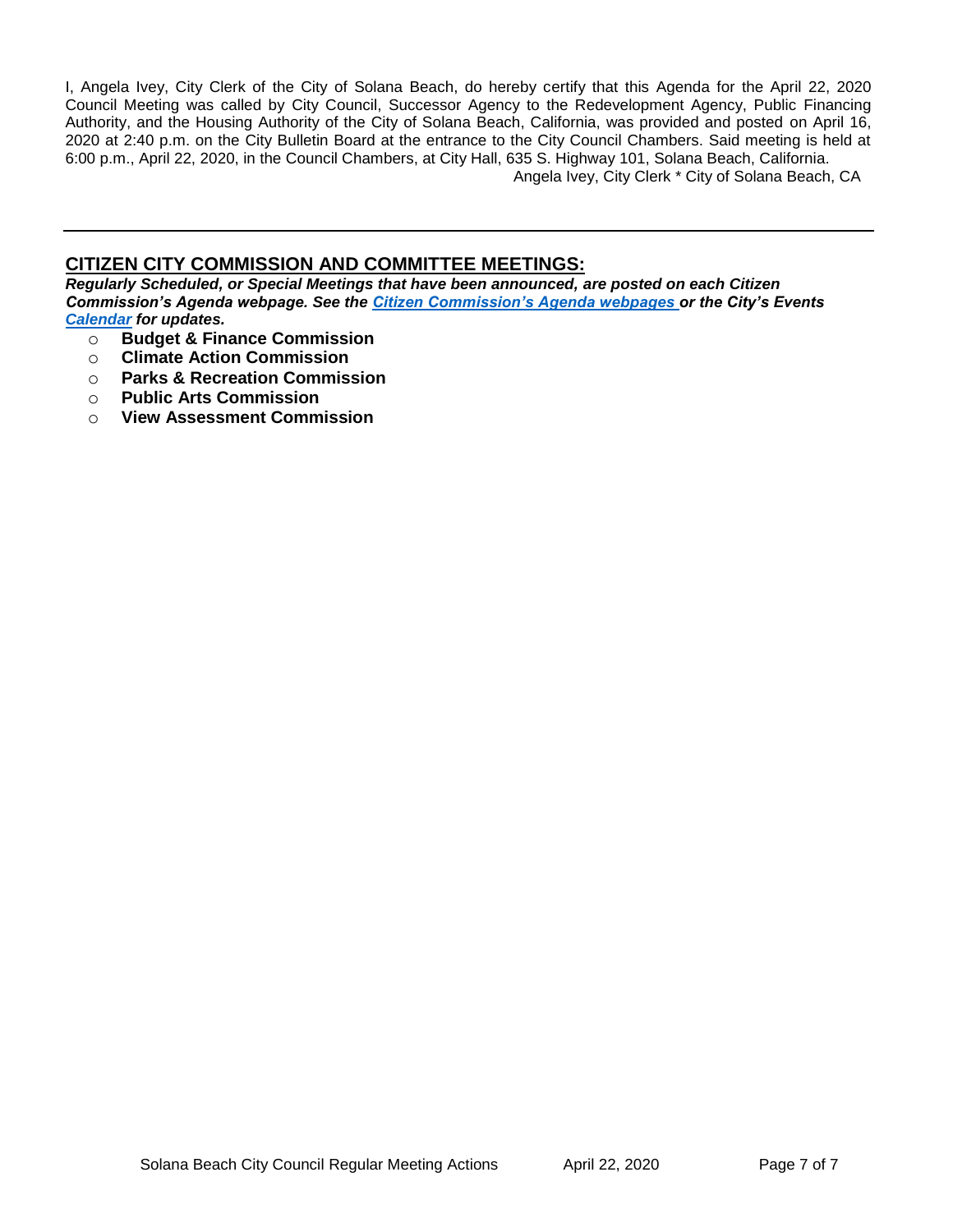I, Angela Ivey, City Clerk of the City of Solana Beach, do hereby certify that this Agenda for the April 22, 2020 Council Meeting was called by City Council, Successor Agency to the Redevelopment Agency, Public Financing Authority, and the Housing Authority of the City of Solana Beach, California, was provided and posted on April 16, 2020 at 2:40 p.m. on the City Bulletin Board at the entrance to the City Council Chambers. Said meeting is held at 6:00 p.m., April 22, 2020, in the Council Chambers, at City Hall, 635 S. Highway 101, Solana Beach, California.

Angela Ivey, City Clerk * City of Solana Beach, CA

---

## CITIZEN CITY COMMISSION AND COMMITTEE MEETINGS:

***Regularly Scheduled, or Special Meetings that have been announced, are posted on each Citizen Commission's Agenda webpage. See the Citizen Commission's Agenda webpages or the City's Events Calendar for updates.***

- **Budget & Finance Commission**
- **Climate Action Commission**
- **Parks & Recreation Commission**
- **Public Arts Commission**
- **View Assessment Commission**